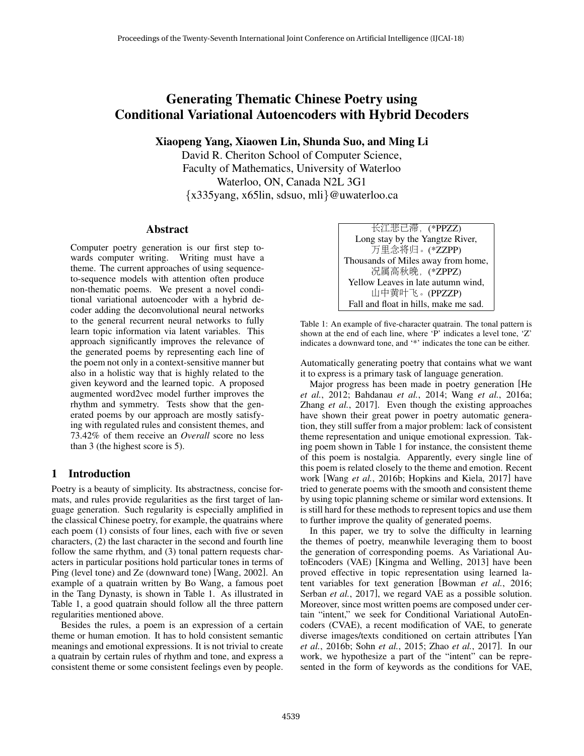# Generating Thematic Chinese Poetry using Conditional Variational Autoencoders with Hybrid Decoders

**Xiaopeng Yang, Xiaowen Lin, Shunda Suo, and Ming Li**

David R. Cheriton School of Computer Science,
Faculty of Mathematics, University of Waterloo
Waterloo, ON, Canada N2L 3G1
{x335yang, x65lin, sdsuo, mli}@uwaterloo.ca

## Abstract

Computer poetry generation is our first step towards computer writing. Writing must have a theme. The current approaches of using sequence-to-sequence models with attention often produce non-thematic poems. We present a novel conditional variational autoencoder with a hybrid decoder adding the deconvolutional neural networks to the general recurrent neural networks to fully learn topic information via latent variables. This approach significantly improves the relevance of the generated poems by representing each line of the poem not only in a context-sensitive manner but also in a holistic way that is highly related to the given keyword and the learned topic. A proposed augmented word2vec model further improves the rhythm and symmetry. Tests show that the generated poems by our approach are mostly satisfying with regulated rules and consistent themes, and 73.42% of them receive an *Overall* score no less than 3 (the highest score is 5).

## 1 Introduction

Poetry is a beauty of simplicity. Its abstractness, concise formats, and rules provide regularities as the first target of language generation. Such regularity is especially amplified in the classical Chinese poetry, for example, the quatrains where each poem (1) consists of four lines, each with five or seven characters, (2) the last character in the second and fourth line follow the same rhythm, and (3) tonal pattern requests characters in particular positions hold particular tones in terms of Ping (level tone) and Ze (downward tone) [Wang, 2002]. An example of a quatrain written by Bo Wang, a famous poet in the Tang Dynasty, is shown in Table 1. As illustrated in Table 1, a good quatrain should follow all the three pattern regularities mentioned above.

Besides the rules, a poem is an expression of a certain theme or human emotion. It has to hold consistent semantic meanings and emotional expressions. It is not trivial to create a quatrain by certain rules of rhythm and tone, and express a consistent theme or some consistent feelings even by people.

| 长江悲已滞，(*PPZZ) |
|---|
| Long stay by the Yangtze River, |
| 万里念将归。(*ZZPP) |
| Thousands of Miles away from home, |
| 况属高秋晚，(*ZPPZ) |
| Yellow Leaves in late autumn wind, |
| 山中黄叶飞。(PPZZP) |
| Fall and float in hills, make me sad. |

Table 1: An example of five-character quatrain. The tonal pattern is shown at the end of each line, where 'P' indicates a level tone, 'Z' indicates a downward tone, and '*' indicates the tone can be either.

Automatically generating poetry that contains what we want it to express is a primary task of language generation.

Major progress has been made in poetry generation [He *et al.*, 2012; Bahdanau *et al.*, 2014; Wang *et al.*, 2016a; Zhang *et al.*, 2017]. Even though the existing approaches have shown their great power in poetry automatic generation, they still suffer from a major problem: lack of consistent theme representation and unique emotional expression. Taking poem shown in Table 1 for instance, the consistent theme of this poem is nostalgia. Apparently, every single line of this poem is related closely to the theme and emotion. Recent work [Wang *et al.*, 2016b; Hopkins and Kiela, 2017] have tried to generate poems with the smooth and consistent theme by using topic planning scheme or similar word extensions. It is still hard for these methods to represent topics and use them to further improve the quality of generated poems.

In this paper, we try to solve the difficulty in learning the themes of poetry, meanwhile leveraging them to boost the generation of corresponding poems. As Variational AutoEncoders (VAE) [Kingma and Welling, 2013] have been proved effective in topic representation using learned latent variables for text generation [Bowman *et al.*, 2016; Serban *et al.*, 2017], we regard VAE as a possible solution. Moreover, since most written poems are composed under certain "intent," we seek for Conditional Variational AutoEncoders (CVAE), a recent modification of VAE, to generate diverse images/texts conditioned on certain attributes [Yan *et al.*, 2016b; Sohn *et al.*, 2015; Zhao *et al.*, 2017]. In our work, we hypothesize a part of the "intent" can be represented in the form of keywords as the conditions for VAE,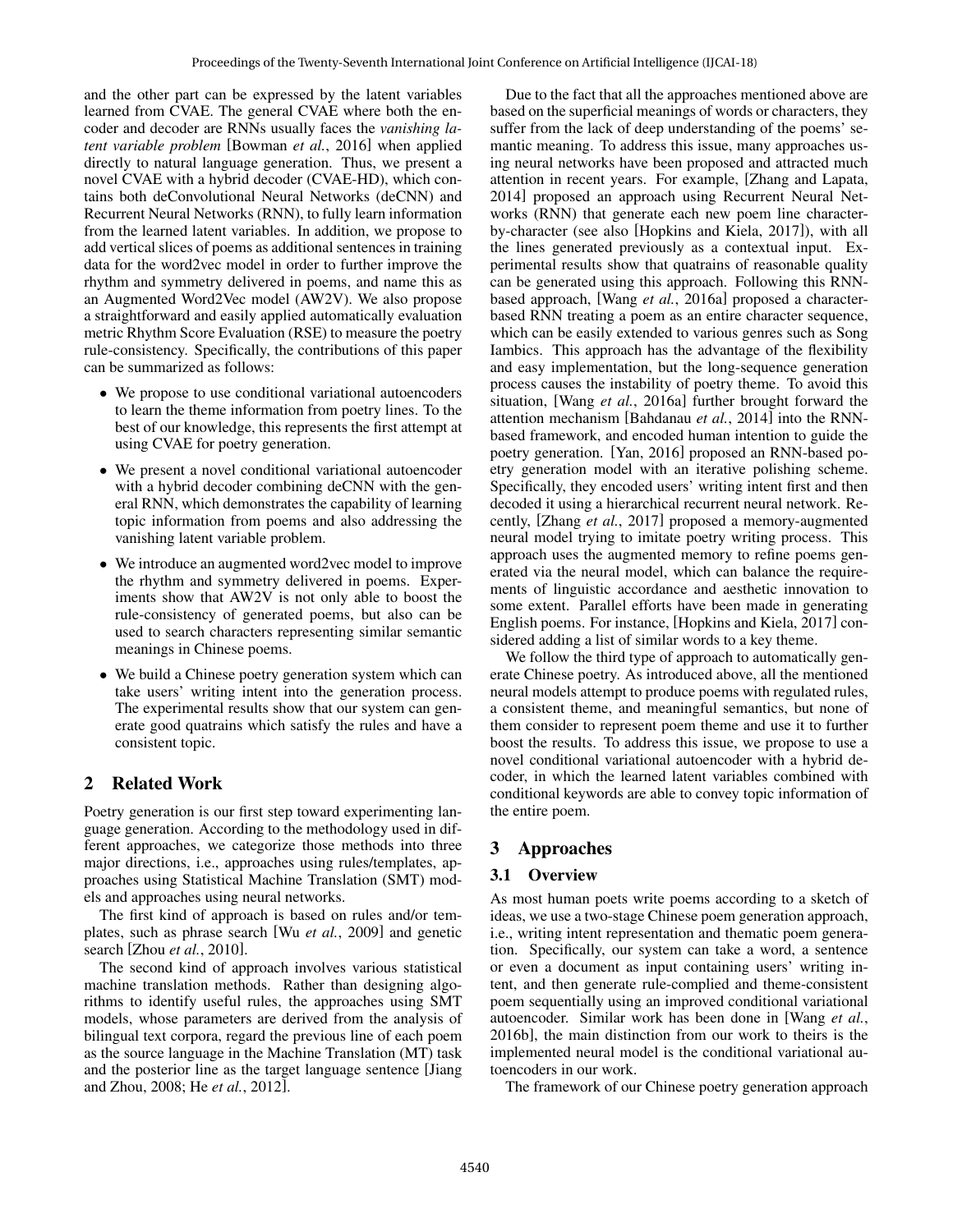and the other part can be expressed by the latent variables learned from CVAE. The general CVAE where both the encoder and decoder are RNNs usually faces the *vanishing latent variable problem* [Bowman *et al.*, 2016] when applied directly to natural language generation. Thus, we present a novel CVAE with a hybrid decoder (CVAE-HD), which contains both deConvolutional Neural Networks (deCNN) and Recurrent Neural Networks (RNN), to fully learn information from the learned latent variables. In addition, we propose to add vertical slices of poems as additional sentences in training data for the word2vec model in order to further improve the rhythm and symmetry delivered in poems, and name this as an Augmented Word2Vec model (AW2V). We also propose a straightforward and easily applied automatically evaluation metric Rhythm Score Evaluation (RSE) to measure the poetry rule-consistency. Specifically, the contributions of this paper can be summarized as follows:

- We propose to use conditional variational autoencoders to learn the theme information from poetry lines. To the best of our knowledge, this represents the first attempt at using CVAE for poetry generation.
- We present a novel conditional variational autoencoder with a hybrid decoder combining deCNN with the general RNN, which demonstrates the capability of learning topic information from poems and also addressing the vanishing latent variable problem.
- We introduce an augmented word2vec model to improve the rhythm and symmetry delivered in poems. Experiments show that AW2V is not only able to boost the rule-consistency of generated poems, but also can be used to search characters representing similar semantic meanings in Chinese poems.
- We build a Chinese poetry generation system which can take users' writing intent into the generation process. The experimental results show that our system can generate good quatrains which satisfy the rules and have a consistent topic.

## 2 Related Work

Poetry generation is our first step toward experimenting language generation. According to the methodology used in different approaches, we categorize those methods into three major directions, i.e., approaches using rules/templates, approaches using Statistical Machine Translation (SMT) models and approaches using neural networks.

The first kind of approach is based on rules and/or templates, such as phrase search [Wu *et al.*, 2009] and genetic search [Zhou *et al.*, 2010].

The second kind of approach involves various statistical machine translation methods. Rather than designing algorithms to identify useful rules, the approaches using SMT models, whose parameters are derived from the analysis of bilingual text corpora, regard the previous line of each poem as the source language in the Machine Translation (MT) task and the posterior line as the target language sentence [Jiang and Zhou, 2008; He *et al.*, 2012].

Due to the fact that all the approaches mentioned above are based on the superficial meanings of words or characters, they suffer from the lack of deep understanding of the poems' semantic meaning. To address this issue, many approaches using neural networks have been proposed and attracted much attention in recent years. For example, [Zhang and Lapata, 2014] proposed an approach using Recurrent Neural Networks (RNN) that generate each new poem line character-by-character (see also [Hopkins and Kiela, 2017]), with all the lines generated previously as a contextual input. Experimental results show that quatrains of reasonable quality can be generated using this approach. Following this RNN-based approach, [Wang *et al.*, 2016a] proposed a character-based RNN treating a poem as an entire character sequence, which can be easily extended to various genres such as Song Iambics. This approach has the advantage of the flexibility and easy implementation, but the long-sequence generation process causes the instability of poetry theme. To avoid this situation, [Wang *et al.*, 2016a] further brought forward the attention mechanism [Bahdanau *et al.*, 2014] into the RNN-based framework, and encoded human intention to guide the poetry generation. [Yan, 2016] proposed an RNN-based poetry generation model with an iterative polishing scheme. Specifically, they encoded users' writing intent first and then decoded it using a hierarchical recurrent neural network. Recently, [Zhang *et al.*, 2017] proposed a memory-augmented neural model trying to imitate poetry writing process. This approach uses the augmented memory to refine poems generated via the neural model, which can balance the requirements of linguistic accordance and aesthetic innovation to some extent. Parallel efforts have been made in generating English poems. For instance, [Hopkins and Kiela, 2017] considered adding a list of similar words to a key theme.

We follow the third type of approach to automatically generate Chinese poetry. As introduced above, all the mentioned neural models attempt to produce poems with regulated rules, a consistent theme, and meaningful semantics, but none of them consider to represent poem theme and use it to further boost the results. To address this issue, we propose to use a novel conditional variational autoencoder with a hybrid decoder, in which the learned latent variables combined with conditional keywords are able to convey topic information of the entire poem.

## 3 Approaches

### 3.1 Overview

As most human poets write poems according to a sketch of ideas, we use a two-stage Chinese poem generation approach, i.e., writing intent representation and thematic poem generation. Specifically, our system can take a word, a sentence or even a document as input containing users' writing intent, and then generate rule-complied and theme-consistent poem sequentially using an improved conditional variational autoencoder. Similar work has been done in [Wang *et al.*, 2016b], the main distinction from our work to theirs is the implemented neural model is the conditional variational autoencoders in our work.

The framework of our Chinese poetry generation approach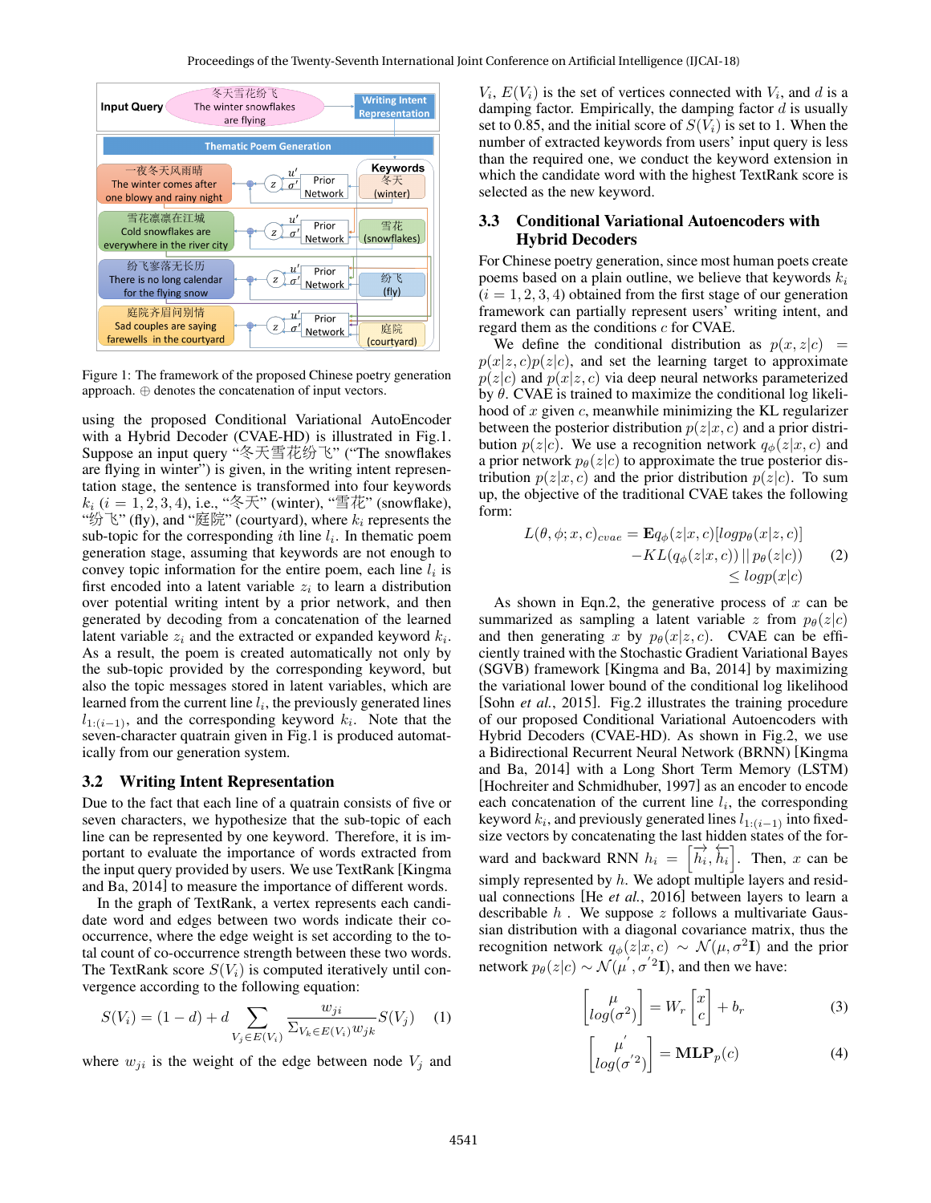Figure 1: The framework of the proposed Chinese poetry generation approach. $\oplus$ denotes the concatenation of input vectors.

using the proposed Conditional Variational AutoEncoder with a Hybrid Decoder (CVAE-HD) is illustrated in Fig.1. Suppose an input query "冬天雪花纷飞" ("The snowflakes are flying in winter") is given, in the writing intent representation stage, the sentence is transformed into four keywords $k_i$ ($i = 1, 2, 3, 4$), i.e., "冬天" (winter), "雪花" (snowflake), "纷飞" (fly), and "庭院" (courtyard), where $k_i$ represents the sub-topic for the corresponding $i$th line $l_i$. In thematic poem generation stage, assuming that keywords are not enough to convey topic information for the entire poem, each line $l_i$ is first encoded into a latent variable $z_i$ to learn a distribution over potential writing intent by a prior network, and then generated by decoding from a concatenation of the learned latent variable $z_i$ and the extracted or expanded keyword $k_i$. As a result, the poem is created automatically not only by the sub-topic provided by the corresponding keyword, but also the topic messages stored in latent variables, which are learned from the current line $l_i$, the previously generated lines $l_{1:(i-1)}$, and the corresponding keyword $k_i$. Note that the seven-character quatrain given in Fig.1 is produced automatically from our generation system.

### 3.2 Writing Intent Representation

Due to the fact that each line of a quatrain consists of five or seven characters, we hypothesize that the sub-topic of each line can be represented by one keyword. Therefore, it is important to evaluate the importance of words extracted from the input query provided by users. We use TextRank [Kingma and Ba, 2014] to measure the importance of different words.

In the graph of TextRank, a vertex represents each candidate word and edges between two words indicate their co-occurrence, where the edge weight is set according to the total count of co-occurrence strength between these two words. The TextRank score $S(V_i)$ is computed iteratively until convergence according to the following equation:

$$S(V_i) = (1 - d) + d \sum_{V_j \in E(V_i)} \frac{w_{ji}}{\sum_{V_k \in E(V_j)} w_{jk}} S(V_j) \quad (1)$$

where $w_{ji}$ is the weight of the edge between node $V_j$ and $V_i$, $E(V_i)$ is the set of vertices connected with $V_i$, and $d$ is a damping factor. Empirically, the damping factor $d$ is usually set to 0.85, and the initial score of $S(V_i)$ is set to 1. When the number of extracted keywords from users' input query is less than the required one, we conduct the keyword extension in which the candidate word with the highest TextRank score is selected as the new keyword.

### 3.3 Conditional Variational Autoencoders with Hybrid Decoders

For Chinese poetry generation, since most human poets create poems based on a plain outline, we believe that keywords $k_i$ ($i = 1, 2, 3, 4$) obtained from the first stage of our generation framework can partially represent users' writing intent, and regard them as the conditions $c$ for CVAE.

We define the conditional distribution as $p(x, z|c) = p(x|z, c)p(z|c)$, and the learning target to approximate $p(z|c)$ and $p(x|z, c)$ via deep neural networks parameterized by $\theta$. CVAE is trained to maximize the conditional log likelihood of $x$ given $c$, meanwhile minimizing the KL regularizer between the posterior distribution $p(z|x, c)$ and a prior distribution $p(z|c)$. We use a recognition network $q_\phi(z|x, c)$ and a prior network $p_\theta(z|c)$ to approximate the true posterior distribution $p(z|x, c)$ and the prior distribution $p(z|c)$. To sum up, the objective of the traditional CVAE takes the following form:

$$\begin{aligned} L(\theta, \phi; x, c)_{cvae} = \mathbf{E}q_\phi(z|x, c)[logp_\theta(x|z, c)] \\ -KL(q_\phi(z|x, c)) \,||\, p_\theta(z|c)) \\ \leq logp(x|c) \end{aligned} \quad (2)$$

As shown in Eqn.2, the generative process of $x$ can be summarized as sampling a latent variable $z$ from $p_\theta(z|c)$ and then generating $x$ by $p_\theta(x|z, c)$. CVAE can be efficiently trained with the Stochastic Gradient Variational Bayes (SGVB) framework [Kingma and Ba, 2014] by maximizing the variational lower bound of the conditional log likelihood [Sohn *et al.*, 2015]. Fig.2 illustrates the training procedure of our proposed Conditional Variational Autoencoders with Hybrid Decoders (CVAE-HD). As shown in Fig.2, we use a Bidirectional Recurrent Neural Network (BRNN) [Kingma and Ba, 2014] with a Long Short Term Memory (LSTM) [Hochreiter and Schmidhuber, 1997] as an encoder to encode each concatenation of the current line $l_i$, the corresponding keyword $k_i$, and previously generated lines $l_{1:(i-1)}$ into fixed-size vectors by concatenating the last hidden states of the forward and backward RNN $h_i = \left[\overrightarrow{h_i}, \overleftarrow{h_i}\right]$. Then, $x$ can be simply represented by $h$. We adopt multiple layers and residual connections [He *et al.*, 2016] between layers to learn a describable $h$ . We suppose $z$ follows a multivariate Gaussian distribution with a diagonal covariance matrix, thus the recognition network $q_\phi(z|x, c) \sim \mathcal{N}(\mu, \sigma^2\mathbf{I})$ and the prior network $p_\theta(z|c) \sim \mathcal{N}(\mu', \sigma'^2\mathbf{I})$, and then we have:

$$\begin{bmatrix} \mu \\ log(\sigma^2) \end{bmatrix} = W_r \begin{bmatrix} x \\ c \end{bmatrix} + b_r \quad (3)$$

$$\begin{bmatrix} \mu' \\ log(\sigma'^2) \end{bmatrix} = \mathbf{MLP}_p(c) \quad (4)$$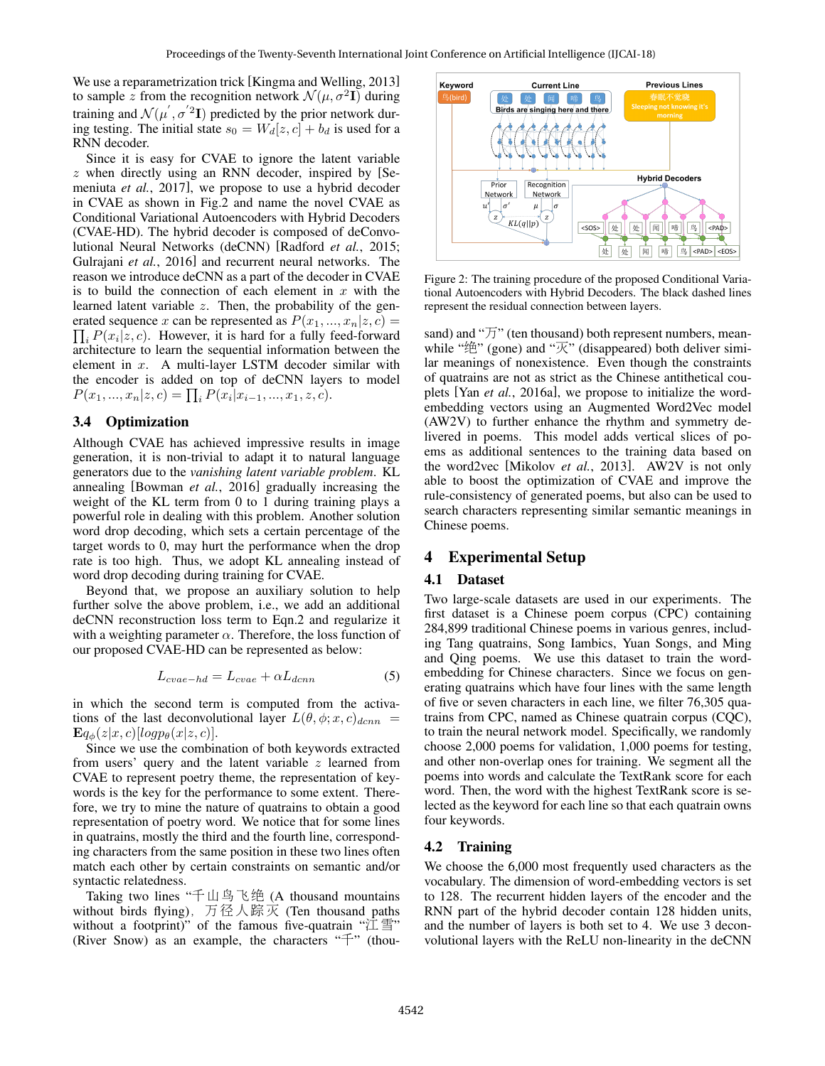We use a reparametrization trick [Kingma and Welling, 2013] to sample $z$ from the recognition network $\mathcal{N}(\mu, \sigma^2\mathbf{I})$ during training and $\mathcal{N}(\mu', \sigma'^2\mathbf{I})$ predicted by the prior network during testing. The initial state $s_0 = W_d[z, c] + b_d$ is used for a RNN decoder.

Since it is easy for CVAE to ignore the latent variable $z$ when directly using an RNN decoder, inspired by [Semeniuta *et al.*, 2017], we propose to use a hybrid decoder in CVAE as shown in Fig.2 and name the novel CVAE as Conditional Variational Autoencoders with Hybrid Decoders (CVAE-HD). The hybrid decoder is composed of deConvolutional Neural Networks (deCNN) [Radford *et al.*, 2015; Gulrajani *et al.*, 2016] and recurrent neural networks. The reason we introduce deCNN as a part of the decoder in CVAE is to build the connection of each element in $x$ with the learned latent variable $z$. Then, the probability of the generated sequence $x$ can be represented as $P(x_1, ..., x_n|z, c) = \prod_i P(x_i|z, c)$. However, it is hard for a fully feed-forward architecture to learn the sequential information between the element in $x$. A multi-layer LSTM decoder similar with the encoder is added on top of deCNN layers to model $P(x_1, ..., x_n|z, c) = \prod_i P(x_i|x_{i-1}, ..., x_1, z, c)$.

Figure 2: The training procedure of the proposed Conditional Variational Autoencoders with Hybrid Decoders. The black dashed lines represent the residual connection between layers.

### 3.4 Optimization

Although CVAE has achieved impressive results in image generation, it is non-trivial to adapt it to natural language generators due to the *vanishing latent variable problem*. KL annealing [Bowman *et al.*, 2016] gradually increasing the weight of the KL term from 0 to 1 during training plays a powerful role in dealing with this problem. Another solution word drop decoding, which sets a certain percentage of the target words to 0, may hurt the performance when the drop rate is too high. Thus, we adopt KL annealing instead of word drop decoding during training for CVAE.

Beyond that, we propose an auxiliary solution to help further solve the above problem, i.e., we add an additional deCNN reconstruction loss term to Eqn.2 and regularize it with a weighting parameter $\alpha$. Therefore, the loss function of our proposed CVAE-HD can be represented as below:

$$L_{cvae-hd} = L_{cvae} + \alpha L_{dcnn} \tag{5}$$

in which the second term is computed from the activations of the last deconvolutional layer $L(\theta, \phi; x, c)_{dcnn} = \mathbf{E}q_{\phi}(z|x, c)[logp_{\theta}(x|z, c)]$.

Since we use the combination of both keywords extracted from users' query and the latent variable $z$ learned from CVAE to represent poetry theme, the representation of keywords is the key for the performance to some extent. Therefore, we try to mine the nature of quatrains to obtain a good representation of poetry word. We notice that for some lines in quatrains, mostly the third and the fourth line, corresponding characters from the same position in these two lines often match each other by certain constraints on semantic and/or syntactic relatedness.

Taking two lines "千山鸟飞绝 (A thousand mountains without birds flying), 万径人踪灭 (Ten thousand paths without a footprint)" of the famous five-quatrain "江雪" (River Snow) as an example, the characters "千" (thousand) and "万" (ten thousand) both represent numbers, meanwhile "绝" (gone) and "灭" (disappeared) both deliver similar meanings of nonexistence. Even though the constraints of quatrains are not as strict as the Chinese antithetical couplets [Yan *et al.*, 2016a], we propose to initialize the word-embedding vectors using an Augmented Word2Vec model (AW2V) to further enhance the rhythm and symmetry delivered in poems. This model adds vertical slices of poems as additional sentences to the training data based on the word2vec [Mikolov *et al.*, 2013]. AW2V is not only able to boost the optimization of CVAE and improve the rule-consistency of generated poems, but also can be used to search characters representing similar semantic meanings in Chinese poems.

## 4 Experimental Setup

### 4.1 Dataset

Two large-scale datasets are used in our experiments. The first dataset is a Chinese poem corpus (CPC) containing 284,899 traditional Chinese poems in various genres, including Tang quatrains, Song Iambics, Yuan Songs, and Ming and Qing poems. We use this dataset to train the word-embedding for Chinese characters. Since we focus on generating quatrains which have four lines with the same length of five or seven characters in each line, we filter 76,305 quatrains from CPC, named as Chinese quatrain corpus (CQC), to train the neural network model. Specifically, we randomly choose 2,000 poems for validation, 1,000 poems for testing, and other non-overlap ones for training. We segment all the poems into words and calculate the TextRank score for each word. Then, the word with the highest TextRank score is selected as the keyword for each line so that each quatrain owns four keywords.

### 4.2 Training

We choose the 6,000 most frequently used characters as the vocabulary. The dimension of word-embedding vectors is set to 128. The recurrent hidden layers of the encoder and the RNN part of the hybrid decoder contain 128 hidden units, and the number of layers is both set to 4. We use 3 deconvolutional layers with the ReLU non-linearity in the deCNN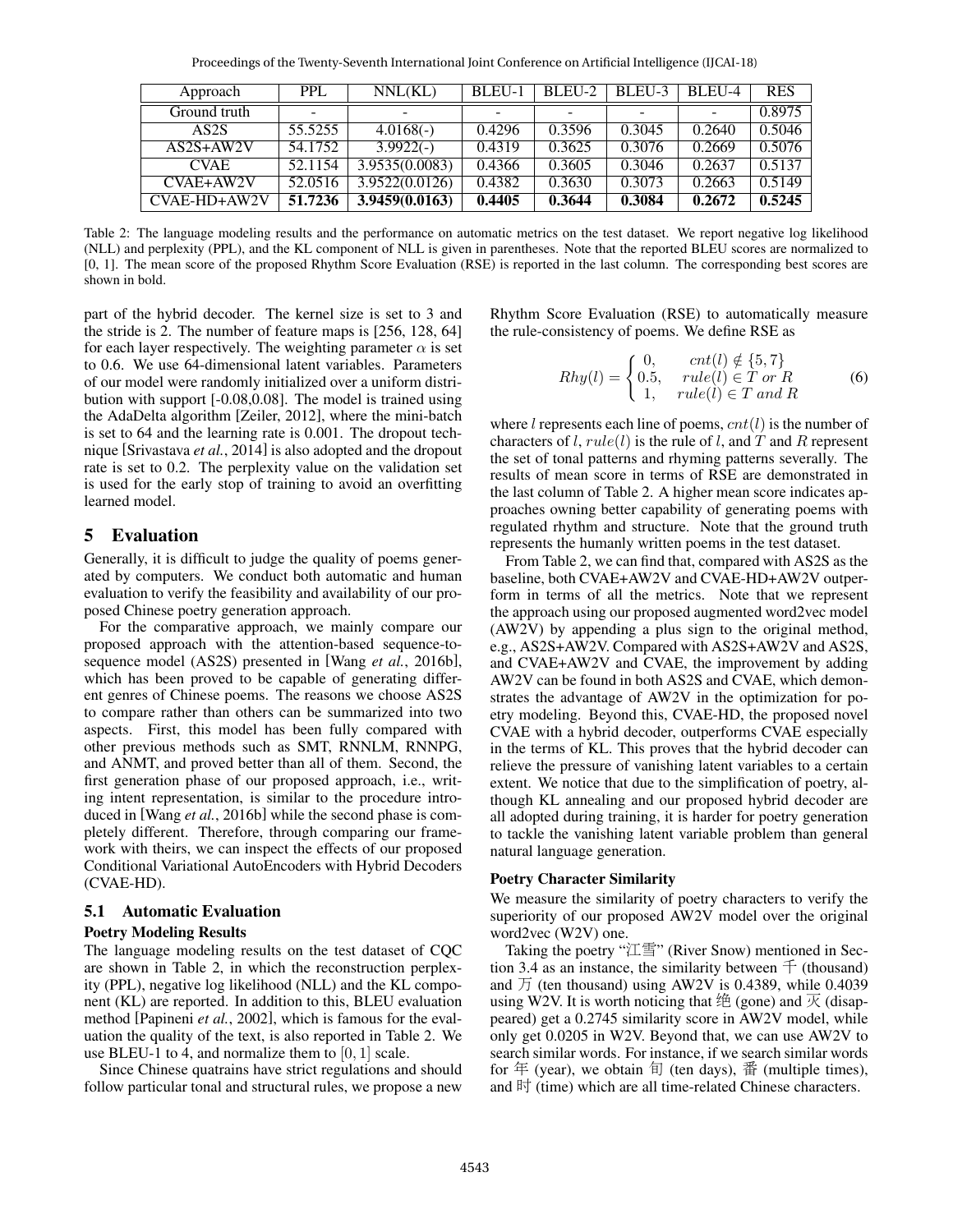| Approach | PPL | NNL(KL) | BLEU-1 | BLEU-2 | BLEU-3 | BLEU-4 | RES |
|---|---|---|---|---|---|---|---|
| Ground truth | - | - | - | - | - | - | 0.8975 |
| AS2S | 55.5255 | 4.0168(-) | 0.4296 | 0.3596 | 0.3045 | 0.2640 | 0.5046 |
| AS2S+AW2V | 54.1752 | 3.9922(-) | 0.4319 | 0.3625 | 0.3076 | 0.2669 | 0.5076 |
| CVAE | 52.1154 | 3.9535(0.0083) | 0.4366 | 0.3605 | 0.3046 | 0.2637 | 0.5137 |
| CVAE+AW2V | 52.0516 | 3.9522(0.0126) | 0.4382 | 0.3630 | 0.3073 | 0.2663 | 0.5149 |
| CVAE-HD+AW2V | **51.7236** | **3.9459(0.0163)** | **0.4405** | **0.3644** | **0.3084** | **0.2672** | **0.5245** |

Table 2: The language modeling results and the performance on automatic metrics on the test dataset. We report negative log likelihood (NLL) and perplexity (PPL), and the KL component of NLL is given in parentheses. Note that the reported BLEU scores are normalized to [0, 1]. The mean score of the proposed Rhythm Score Evaluation (RSE) is reported in the last column. The corresponding best scores are shown in bold.

part of the hybrid decoder. The kernel size is set to 3 and the stride is 2. The number of feature maps is [256, 128, 64] for each layer respectively. The weighting parameter $\alpha$ is set to 0.6. We use 64-dimensional latent variables. Parameters of our model were randomly initialized over a uniform distribution with support [-0.08,0.08]. The model is trained using the AdaDelta algorithm [Zeiler, 2012], where the mini-batch is set to 64 and the learning rate is 0.001. The dropout technique [Srivastava *et al.*, 2014] is also adopted and the dropout rate is set to 0.2. The perplexity value on the validation set is used for the early stop of training to avoid an overfitting learned model.

## 5 Evaluation

Generally, it is difficult to judge the quality of poems generated by computers. We conduct both automatic and human evaluation to verify the feasibility and availability of our proposed Chinese poetry generation approach.

For the comparative approach, we mainly compare our proposed approach with the attention-based sequence-to-sequence model (AS2S) presented in [Wang *et al.*, 2016b], which has been proved to be capable of generating different genres of Chinese poems. The reasons we choose AS2S to compare rather than others can be summarized into two aspects. First, this model has been fully compared with other previous methods such as SMT, RNNLM, RNNPG, and ANMT, and proved better than all of them. Second, the first generation phase of our proposed approach, i.e., writing intent representation, is similar to the procedure introduced in [Wang *et al.*, 2016b] while the second phase is completely different. Therefore, through comparing our framework with theirs, we can inspect the effects of our proposed Conditional Variational AutoEncoders with Hybrid Decoders (CVAE-HD).

### 5.1 Automatic Evaluation

#### Poetry Modeling Results

The language modeling results on the test dataset of CQC are shown in Table 2, in which the reconstruction perplexity (PPL), negative log likelihood (NLL) and the KL component (KL) are reported. In addition to this, BLEU evaluation method [Papineni *et al.*, 2002], which is famous for the evaluation the quality of the text, is also reported in Table 2. We use BLEU-1 to 4, and normalize them to $[0, 1]$ scale.

Since Chinese quatrains have strict regulations and should follow particular tonal and structural rules, we propose a new Rhythm Score Evaluation (RSE) to automatically measure the rule-consistency of poems. We define RSE as

$$Rhy(l) = \begin{cases} 0, & cnt(l) \notin \{5, 7\} \\ 0.5, & rule(l) \in T \ or \ R \\ 1, & rule(l) \in T \ and \ R \end{cases} \tag{6}$$

where $l$ represents each line of poems, $cnt(l)$ is the number of characters of $l$, $rule(l)$ is the rule of $l$, and $T$ and $R$ represent the set of tonal patterns and rhyming patterns severally. The results of mean score in terms of RSE are demonstrated in the last column of Table 2. A higher mean score indicates approaches owning better capability of generating poems with regulated rhythm and structure. Note that the ground truth represents the humanly written poems in the test dataset.

From Table 2, we can find that, compared with AS2S as the baseline, both CVAE+AW2V and CVAE-HD+AW2V outperform in terms of all the metrics. Note that we represent the approach using our proposed augmented word2vec model (AW2V) by appending a plus sign to the original method, e.g., AS2S+AW2V. Compared with AS2S+AW2V and AS2S, and CVAE+AW2V and CVAE, the improvement by adding AW2V can be found in both AS2S and CVAE, which demonstrates the advantage of AW2V in the optimization for poetry modeling. Beyond this, CVAE-HD, the proposed novel CVAE with a hybrid decoder, outperforms CVAE especially in the terms of KL. This proves that the hybrid decoder can relieve the pressure of vanishing latent variables to a certain extent. We notice that due to the simplification of poetry, although KL annealing and our proposed hybrid decoder are all adopted during training, it is harder for poetry generation to tackle the vanishing latent variable problem than general natural language generation.

#### Poetry Character Similarity

We measure the similarity of poetry characters to verify the superiority of our proposed AW2V model over the original word2vec (W2V) one.

Taking the poetry "江雪" (River Snow) mentioned in Section 3.4 as an instance, the similarity between 千 (thousand) and 万 (ten thousand) using AW2V is 0.4389, while 0.4039 using W2V. It is worth noticing that 绝 (gone) and 灭 (disappeared) get a 0.2745 similarity score in AW2V model, while only get 0.0205 in W2V. Beyond that, we can use AW2V to search similar words. For instance, if we search similar words for 年 (year), we obtain 旬 (ten days), 番 (multiple times), and 时 (time) which are all time-related Chinese characters.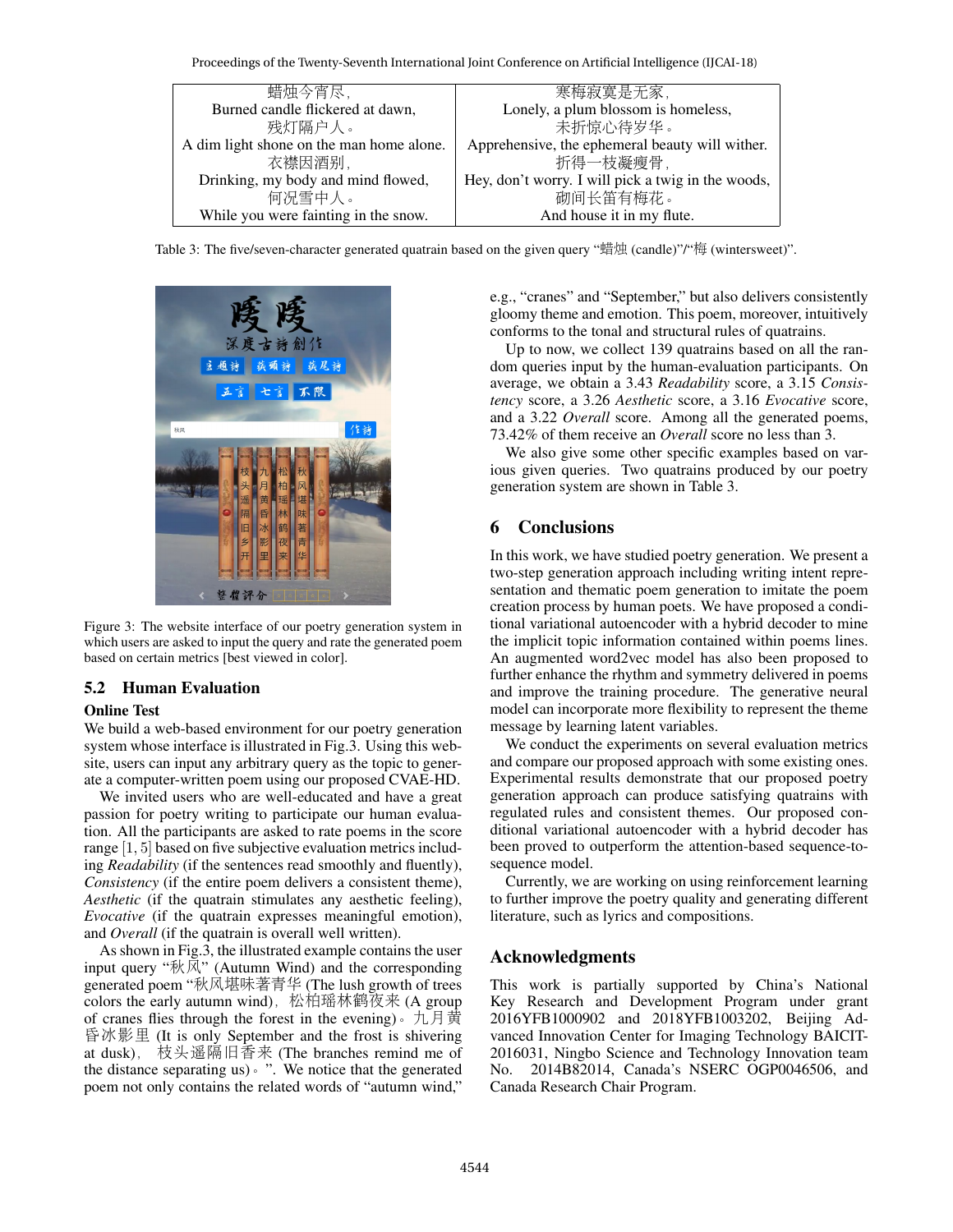| 蜡烛今宵尽， | 寒梅寂寞是无家， |
| --- | --- |
| Burned candle flickered at dawn, | Lonely, a plum blossom is homeless, |
| 残灯隔户人。 | 未折惊心待岁华。 |
| A dim light shone on the man home alone. | Apprehensive, the ephemeral beauty will wither. |
| 衣襟因酒别， | 折得一枝凝瘦骨， |
| Drinking, my body and mind flowed, | Hey, don't worry. I will pick a twig in the woods, |
| 何况雪中人。 | 砌间长笛有梅花。 |
| While you were fainting in the snow. | And house it in my flute. |

Table 3: The five/seven-character generated quatrain based on the given query "蜡烛 (candle)"/"梅 (wintersweet)".

Figure 3: The website interface of our poetry generation system in which users are asked to input the query and rate the generated poem based on certain metrics [best viewed in color].

## 5.2 Human Evaluation

### Online Test

We build a web-based environment for our poetry generation system whose interface is illustrated in Fig.3. Using this website, users can input any arbitrary query as the topic to generate a computer-written poem using our proposed CVAE-HD.

We invited users who are well-educated and have a great passion for poetry writing to participate our human evaluation. All the participants are asked to rate poems in the score range $[1, 5]$ based on five subjective evaluation metrics including *Readability* (if the sentences read smoothly and fluently), *Consistency* (if the entire poem delivers a consistent theme), *Aesthetic* (if the quatrain stimulates any aesthetic feeling), *Evocative* (if the quatrain expresses meaningful emotion), and *Overall* (if the quatrain is overall well written).

As shown in Fig.3, the illustrated example contains the user input query "秋风" (Autumn Wind) and the corresponding generated poem "秋风堪味著青华 (The lush growth of trees colors the early autumn wind)，松柏瑶林鹤夜来 (A group of cranes flies through the forest in the evening)。九月黄昏冰影里 (It is only September and the frost is shivering at dusk)， 枝头遥隔旧香来 (The branches remind me of the distance separating us)。". We notice that the generated poem not only contains the related words of "autumn wind," e.g., "cranes" and "September," but also delivers consistently gloomy theme and emotion. This poem, moreover, intuitively conforms to the tonal and structural rules of quatrains.

Up to now, we collect 139 quatrains based on all the random queries input by the human-evaluation participants. On average, we obtain a 3.43 *Readability* score, a 3.15 *Consistency* score, a 3.26 *Aesthetic* score, a 3.16 *Evocative* score, and a 3.22 *Overall* score. Among all the generated poems, 73.42% of them receive an *Overall* score no less than 3.

We also give some other specific examples based on various given queries. Two quatrains produced by our poetry generation system are shown in Table 3.

## 6 Conclusions

In this work, we have studied poetry generation. We present a two-step generation approach including writing intent representation and thematic poem generation to imitate the poem creation process by human poets. We have proposed a conditional variational autoencoder with a hybrid decoder to mine the implicit topic information contained within poems lines. An augmented word2vec model has also been proposed to further enhance the rhythm and symmetry delivered in poems and improve the training procedure. The generative neural model can incorporate more flexibility to represent the theme message by learning latent variables.

We conduct the experiments on several evaluation metrics and compare our proposed approach with some existing ones. Experimental results demonstrate that our proposed poetry generation approach can produce satisfying quatrains with regulated rules and consistent themes. Our proposed conditional variational autoencoder with a hybrid decoder has been proved to outperform the attention-based sequence-to-sequence model.

Currently, we are working on using reinforcement learning to further improve the poetry quality and generating different literature, such as lyrics and compositions.

## Acknowledgments

This work is partially supported by China's National Key Research and Development Program under grant 2016YFB1000902 and 2018YFB1003202, Beijing Advanced Innovation Center for Imaging Technology BAICIT-2016031, Ningbo Science and Technology Innovation team No. 2014B82014, Canada's NSERC OGP0046506, and Canada Research Chair Program.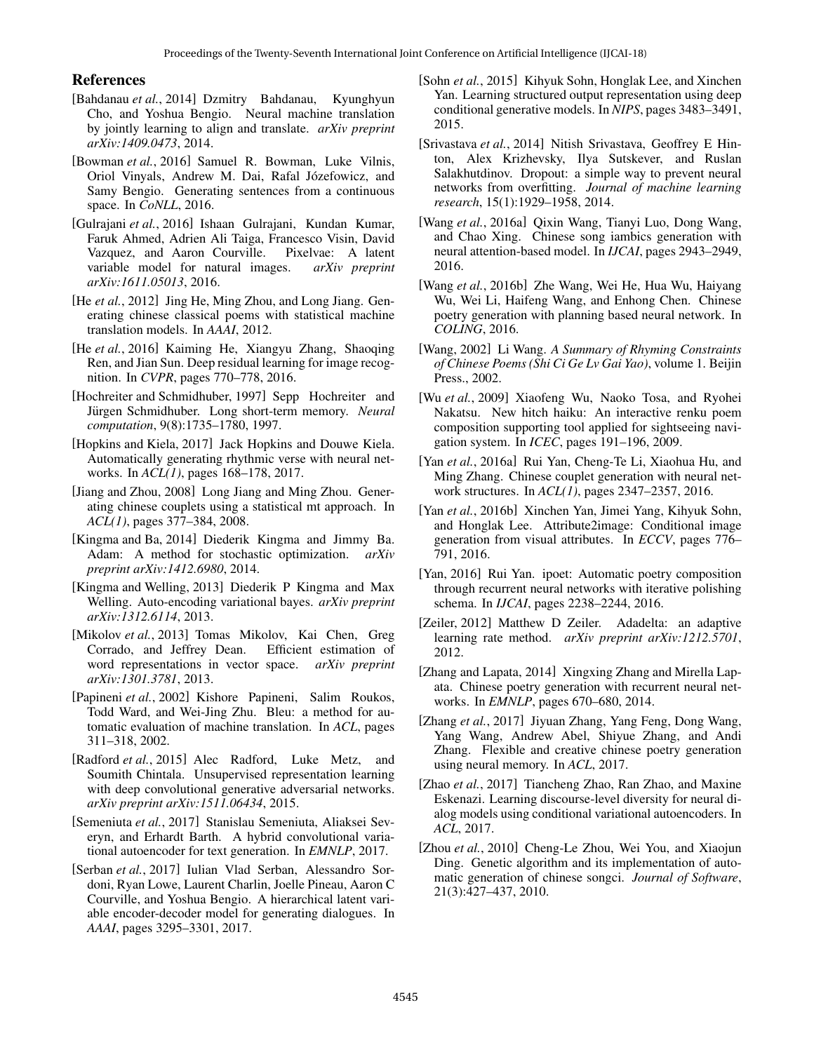## References

[Bahdanau *et al.*, 2014] Dzmitry Bahdanau, Kyunghyun Cho, and Yoshua Bengio. Neural machine translation by jointly learning to align and translate. *arXiv preprint arXiv:1409.0473*, 2014.

[Bowman *et al.*, 2016] Samuel R. Bowman, Luke Vilnis, Oriol Vinyals, Andrew M. Dai, Rafal Józefowicz, and Samy Bengio. Generating sentences from a continuous space. In *CoNLL*, 2016.

[Gulrajani *et al.*, 2016] Ishaan Gulrajani, Kundan Kumar, Faruk Ahmed, Adrien Ali Taiga, Francesco Visin, David Vazquez, and Aaron Courville. Pixelvae: A latent variable model for natural images. *arXiv preprint arXiv:1611.05013*, 2016.

[He *et al.*, 2012] Jing He, Ming Zhou, and Long Jiang. Generating chinese classical poems with statistical machine translation models. In *AAAI*, 2012.

[He *et al.*, 2016] Kaiming He, Xiangyu Zhang, Shaoqing Ren, and Jian Sun. Deep residual learning for image recognition. In *CVPR*, pages 770–778, 2016.

[Hochreiter and Schmidhuber, 1997] Sepp Hochreiter and Jürgen Schmidhuber. Long short-term memory. *Neural computation*, 9(8):1735–1780, 1997.

[Hopkins and Kiela, 2017] Jack Hopkins and Douwe Kiela. Automatically generating rhythmic verse with neural networks. In *ACL(1)*, pages 168–178, 2017.

[Jiang and Zhou, 2008] Long Jiang and Ming Zhou. Generating chinese couplets using a statistical mt approach. In *ACL(1)*, pages 377–384, 2008.

[Kingma and Ba, 2014] Diederik Kingma and Jimmy Ba. Adam: A method for stochastic optimization. *arXiv preprint arXiv:1412.6980*, 2014.

[Kingma and Welling, 2013] Diederik P Kingma and Max Welling. Auto-encoding variational bayes. *arXiv preprint arXiv:1312.6114*, 2013.

[Mikolov *et al.*, 2013] Tomas Mikolov, Kai Chen, Greg Corrado, and Jeffrey Dean. Efficient estimation of word representations in vector space. *arXiv preprint arXiv:1301.3781*, 2013.

[Papineni *et al.*, 2002] Kishore Papineni, Salim Roukos, Todd Ward, and Wei-Jing Zhu. Bleu: a method for automatic evaluation of machine translation. In *ACL*, pages 311–318, 2002.

[Radford *et al.*, 2015] Alec Radford, Luke Metz, and Soumith Chintala. Unsupervised representation learning with deep convolutional generative adversarial networks. *arXiv preprint arXiv:1511.06434*, 2015.

[Semeniuta *et al.*, 2017] Stanislau Semeniuta, Aliaksei Severyn, and Erhardt Barth. A hybrid convolutional variational autoencoder for text generation. In *EMNLP*, 2017.

[Serban *et al.*, 2017] Iulian Vlad Serban, Alessandro Sordoni, Ryan Lowe, Laurent Charlin, Joelle Pineau, Aaron C Courville, and Yoshua Bengio. A hierarchical latent variable encoder-decoder model for generating dialogues. In *AAAI*, pages 3295–3301, 2017.

[Sohn *et al.*, 2015] Kihyuk Sohn, Honglak Lee, and Xinchen Yan. Learning structured output representation using deep conditional generative models. In *NIPS*, pages 3483–3491, 2015.

[Srivastava *et al.*, 2014] Nitish Srivastava, Geoffrey E Hinton, Alex Krizhevsky, Ilya Sutskever, and Ruslan Salakhutdinov. Dropout: a simple way to prevent neural networks from overfitting. *Journal of machine learning research*, 15(1):1929–1958, 2014.

[Wang *et al.*, 2016a] Qixin Wang, Tianyi Luo, Dong Wang, and Chao Xing. Chinese song iambics generation with neural attention-based model. In *IJCAI*, pages 2943–2949, 2016.

[Wang *et al.*, 2016b] Zhe Wang, Wei He, Hua Wu, Haiyang Wu, Wei Li, Haifeng Wang, and Enhong Chen. Chinese poetry generation with planning based neural network. In *COLING*, 2016.

[Wang, 2002] Li Wang. *A Summary of Rhyming Constraints of Chinese Poems (Shi Ci Ge Lv Gai Yao)*, volume 1. Beijin Press., 2002.

[Wu *et al.*, 2009] Xiaofeng Wu, Naoko Tosa, and Ryohei Nakatsu. New hitch haiku: An interactive renku poem composition supporting tool applied for sightseeing navigation system. In *ICEC*, pages 191–196, 2009.

[Yan *et al.*, 2016a] Rui Yan, Cheng-Te Li, Xiaohua Hu, and Ming Zhang. Chinese couplet generation with neural network structures. In *ACL(1)*, pages 2347–2357, 2016.

[Yan *et al.*, 2016b] Xinchen Yan, Jimei Yang, Kihyuk Sohn, and Honglak Lee. Attribute2image: Conditional image generation from visual attributes. In *ECCV*, pages 776–791, 2016.

[Yan, 2016] Rui Yan. ipoet: Automatic poetry composition through recurrent neural networks with iterative polishing schema. In *IJCAI*, pages 2238–2244, 2016.

[Zeiler, 2012] Matthew D Zeiler. Adadelta: an adaptive learning rate method. *arXiv preprint arXiv:1212.5701*, 2012.

[Zhang and Lapata, 2014] Xingxing Zhang and Mirella Lapata. Chinese poetry generation with recurrent neural networks. In *EMNLP*, pages 670–680, 2014.

[Zhang *et al.*, 2017] Jiyuan Zhang, Yang Feng, Dong Wang, Yang Wang, Andrew Abel, Shiyue Zhang, and Andi Zhang. Flexible and creative chinese poetry generation using neural memory. In *ACL*, 2017.

[Zhao *et al.*, 2017] Tiancheng Zhao, Ran Zhao, and Maxine Eskenazi. Learning discourse-level diversity for neural dialog models using conditional variational autoencoders. In *ACL*, 2017.

[Zhou *et al.*, 2010] Cheng-Le Zhou, Wei You, and Xiaojun Ding. Genetic algorithm and its implementation of automatic generation of chinese songci. *Journal of Software*, 21(3):427–437, 2010.